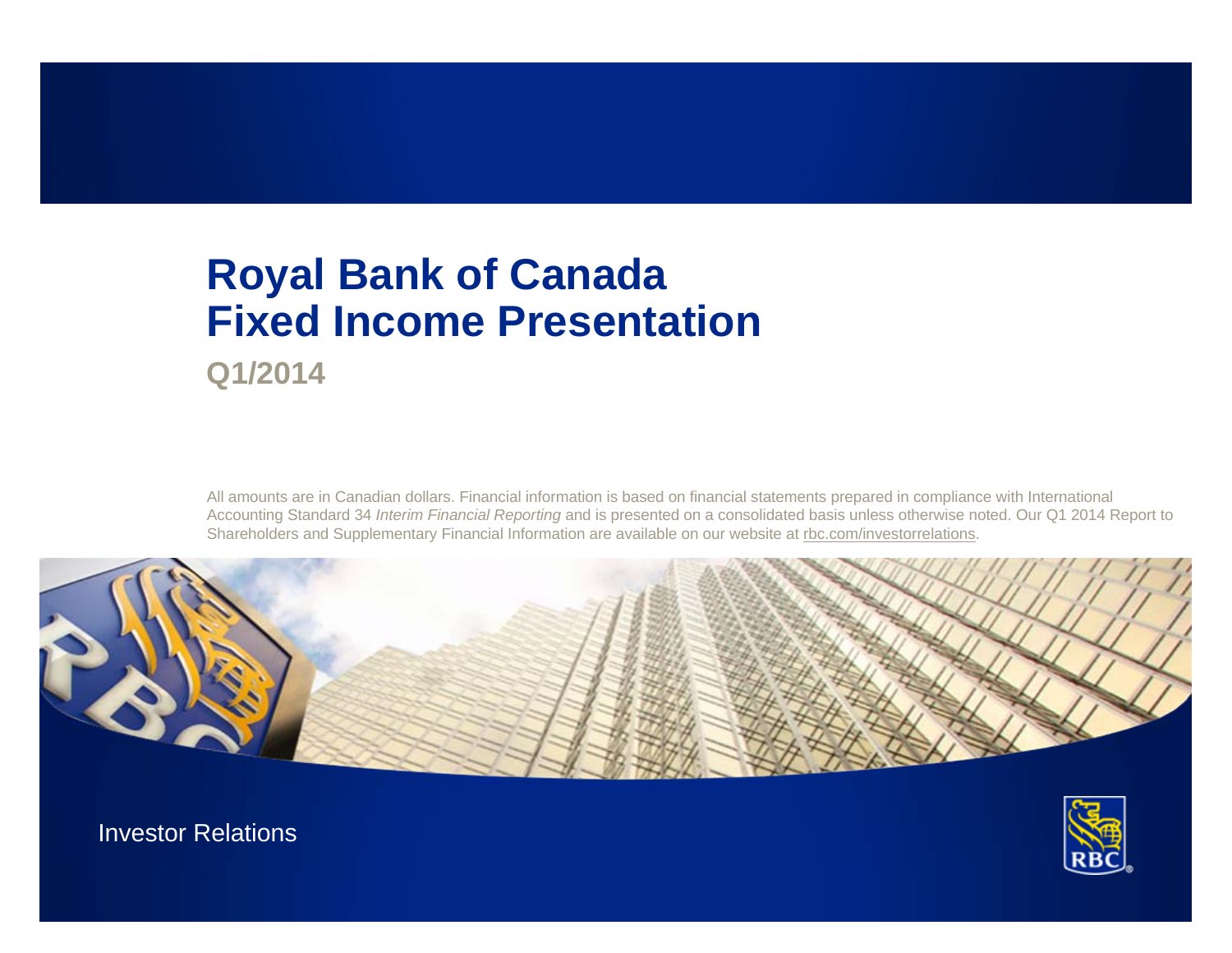# Royal Bank of Canada Fixed Income Presentation

## Q1/2014

All amounts are in Canadian dollars. Financial information is based on financial statements prepared in compliance with International Accounting Standard 34 *Interim Financial Reporting* and is presented on a consolidated basis unless otherwise noted. Our Q1 2014 Report to Shareholders and Supplementary Financial Information are available on our website at rbc.com/investorrelations.

Investor Relations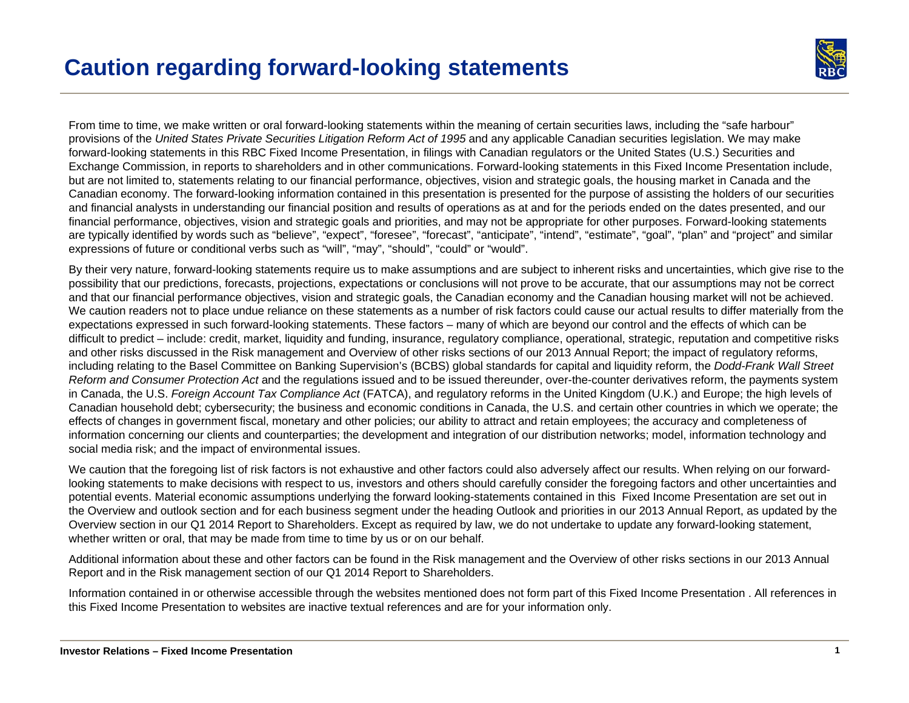# Caution regarding forward-looking statements

From time to time, we make written or oral forward-looking statements within the meaning of certain securities laws, including the "safe harbour" provisions of the *United States Private Securities Litigation Reform Act of 1995* and any applicable Canadian securities legislation. We may make forward-looking statements in this RBC Fixed Income Presentation, in filings with Canadian regulators or the United States (U.S.) Securities and Exchange Commission, in reports to shareholders and in other communications. Forward-looking statements in this Fixed Income Presentation include, but are not limited to, statements relating to our financial performance, objectives, vision and strategic goals, the housing market in Canada and the Canadian economy. The forward-looking information contained in this presentation is presented for the purpose of assisting the holders of our securities and financial analysts in understanding our financial position and results of operations as at and for the periods ended on the dates presented, and our financial performance, objectives, vision and strategic goals and priorities, and may not be appropriate for other purposes. Forward-looking statements are typically identified by words such as "believe", "expect", "foresee", "forecast", "anticipate", "intend", "estimate", "goal", "plan" and "project" and similar expressions of future or conditional verbs such as "will", "may", "should", "could" or "would".

By their very nature, forward-looking statements require us to make assumptions and are subject to inherent risks and uncertainties, which give rise to the possibility that our predictions, forecasts, projections, expectations or conclusions will not prove to be accurate, that our assumptions may not be correct and that our financial performance objectives, vision and strategic goals, the Canadian economy and the Canadian housing market will not be achieved. We caution readers not to place undue reliance on these statements as a number of risk factors could cause our actual results to differ materially from the expectations expressed in such forward-looking statements. These factors – many of which are beyond our control and the effects of which can be difficult to predict – include: credit, market, liquidity and funding, insurance, regulatory compliance, operational, strategic, reputation and competitive risks and other risks discussed in the Risk management and Overview of other risks sections of our 2013 Annual Report; the impact of regulatory reforms, including relating to the Basel Committee on Banking Supervision's (BCBS) global standards for capital and liquidity reform, the *Dodd-Frank Wall Street Reform and Consumer Protection Act* and the regulations issued and to be issued thereunder, over-the-counter derivatives reform, the payments system in Canada, the U.S. *Foreign Account Tax Compliance Act* (FATCA), and regulatory reforms in the United Kingdom (U.K.) and Europe; the high levels of Canadian household debt; cybersecurity; the business and economic conditions in Canada, the U.S. and certain other countries in which we operate; the effects of changes in government fiscal, monetary and other policies; our ability to attract and retain employees; the accuracy and completeness of information concerning our clients and counterparties; the development and integration of our distribution networks; model, information technology and social media risk; and the impact of environmental issues.

We caution that the foregoing list of risk factors is not exhaustive and other factors could also adversely affect our results. When relying on our forward-looking statements to make decisions with respect to us, investors and others should carefully consider the foregoing factors and other uncertainties and potential events. Material economic assumptions underlying the forward looking-statements contained in this Fixed Income Presentation are set out in the Overview and outlook section and for each business segment under the heading Outlook and priorities in our 2013 Annual Report, as updated by the Overview section in our Q1 2014 Report to Shareholders. Except as required by law, we do not undertake to update any forward-looking statement, whether written or oral, that may be made from time to time by us or on our behalf.

Additional information about these and other factors can be found in the Risk management and the Overview of other risks sections in our 2013 Annual Report and in the Risk management section of our Q1 2014 Report to Shareholders.

Information contained in or otherwise accessible through the websites mentioned does not form part of this Fixed Income Presentation . All references in this Fixed Income Presentation to websites are inactive textual references and are for your information only.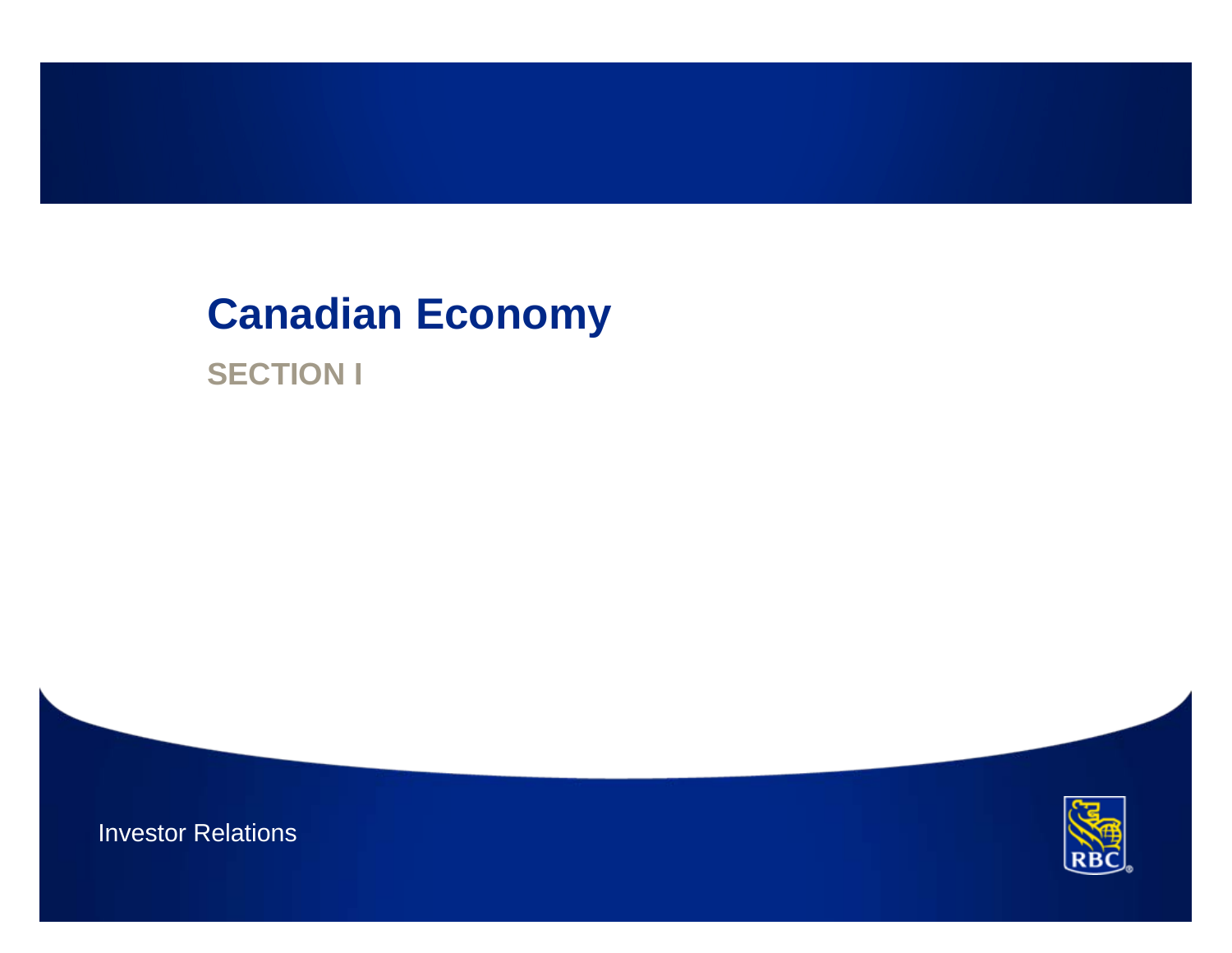# Canadian Economy

## SECTION I

Investor Relations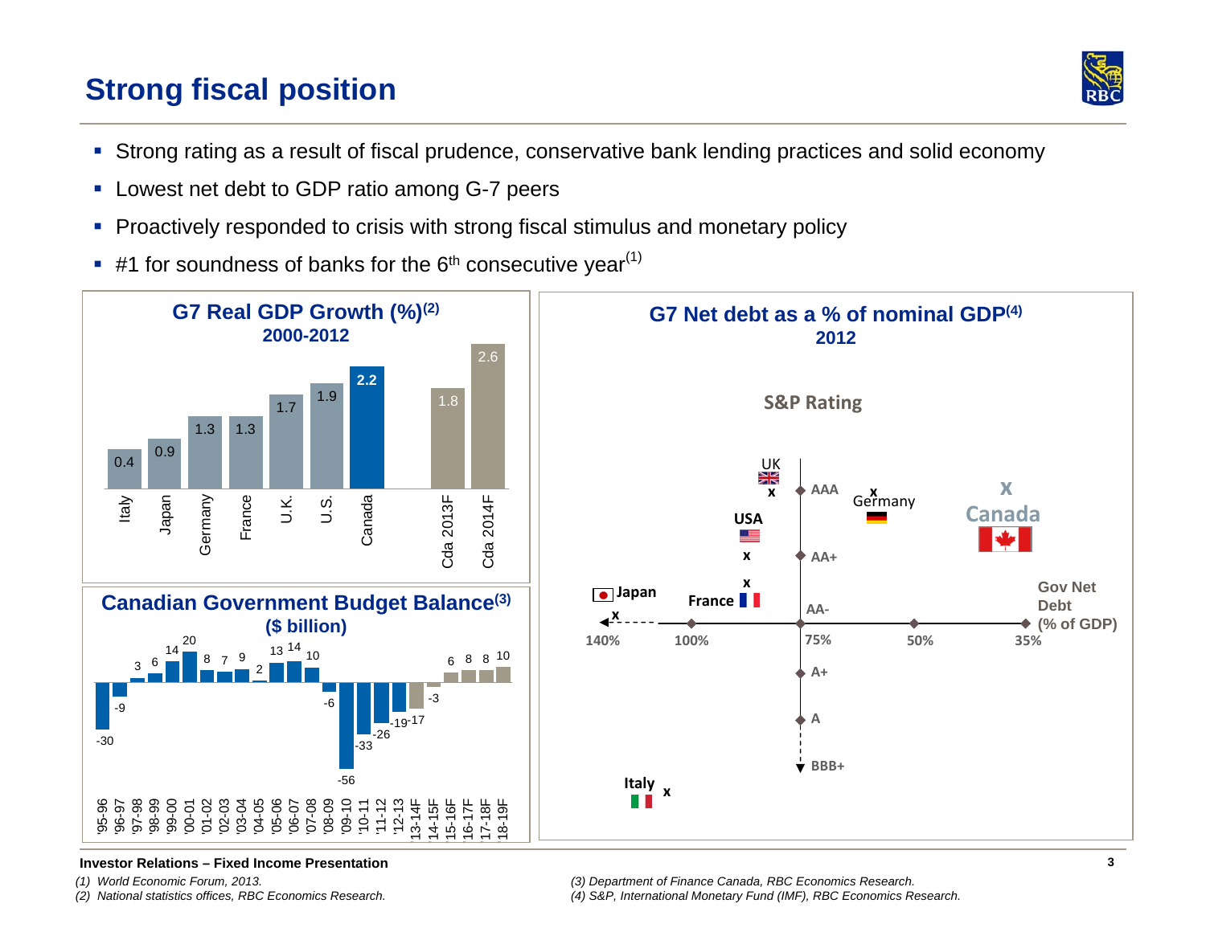# Strong fiscal position

- Strong rating as a result of fiscal prudence, conservative bank lending practices and solid economy
- Lowest net debt to GDP ratio among G-7 peers
- Proactively responded to crisis with strong fiscal stimulus and monetary policy
- #1 for soundness of banks for the 6th consecutive year[1]

## G7 Real GDP Growth (%)[2] 2000-2012

| Country | Growth (%) |
|---|---|
| Italy | 0.4 |
| Japan | 0.9 |
| Germany | 1.3 |
| France | 1.3 |
| U.K. | 1.7 |
| U.S. | 1.9 |
| Canada | 2.2 |
| Cda 2013F | 1.8 |
| Cda 2014F | 2.6 |

## Canadian Government Budget Balance[3] ($ billion)

| Year | Balance |
|---|---|
| '95-96 | -30 |
| '96-97 | -9 |
| '97-98 | 3 |
| '98-99 | 6 |
| '99-00 | 14 |
| '00-01 | 20 |
| '01-02 | 8 |
| '02-03 | 7 |
| '03-04 | 9 |
| '04-05 | 2 |
| '05-06 | 13 |
| '06-07 | 14 |
| '07-08 | 10 |
| '08-09 | -6 |
| '09-10 | -56 |
| '10-11 | -33 |
| '11-12 | -26 |
| '12-13 | -19 |
| '13-14F | -17 |
| '14-15F | -3 |
| '15-16F | 6 |
| '16-17F | 8 |
| '17-18F | 8 |
| '18-19F | 10 |

## G7 Net debt as a % of nominal GDP[4] 2012

S&P Rating

Gov Net Debt (% of GDP): 140%, 100%, 75%, 50%, 35%

S&P Rating axis: AAA, AA+, AA-, A+, A, BBB+

Countries plotted: UK, USA, France, Japan, Germany, Canada, Italy

Investor Relations – Fixed Income Presentation

(1) World Economic Forum, 2013.
(2) National statistics offices, RBC Economics Research.
(3) Department of Finance Canada, RBC Economics Research.
(4) S&P, International Monetary Fund (IMF), RBC Economics Research.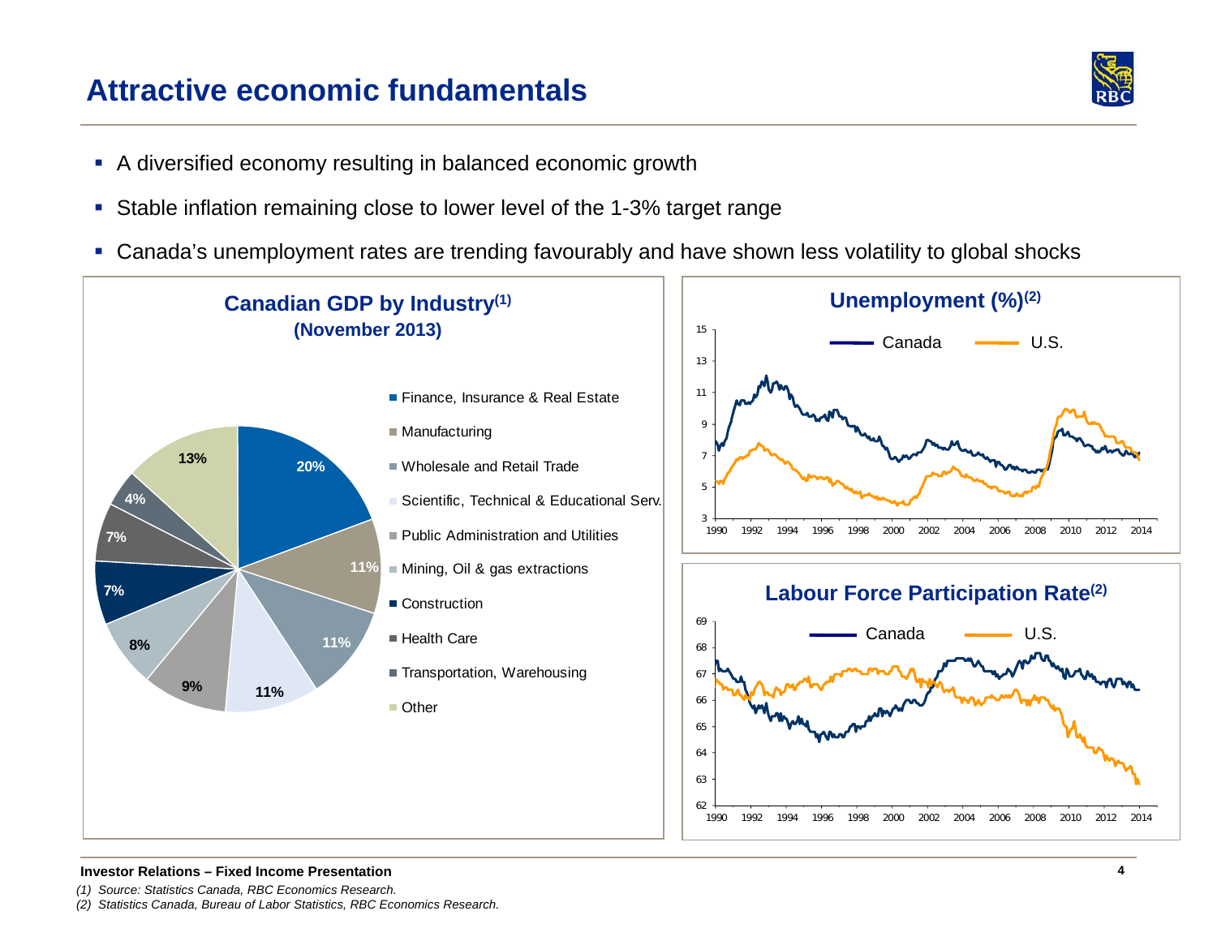# Attractive economic fundamentals

- A diversified economy resulting in balanced economic growth
- Stable inflation remaining close to lower level of the 1-3% target range
- Canada's unemployment rates are trending favourably and have shown less volatility to global shocks

## Canadian GDP by Industry[1]
### (November 2013)

| Industry | Share |
|---|---|
| Finance, Insurance & Real Estate | 20% |
| Manufacturing | 11% |
| Wholesale and Retail Trade | 11% |
| Scientific, Technical & Educational Serv. | 11% |
| Public Administration and Utilities | 9% |
| Mining, Oil & gas extractions | 8% |
| Construction | 7% |
| Health Care | 7% |
| Transportation, Warehousing | 4% |
| Other | 13% |

## Unemployment (%)[2]

## Labour Force Participation Rate[2]

*(1) Source: Statistics Canada, RBC Economics Research.*
*(2) Statistics Canada, Bureau of Labor Statistics, RBC Economics Research.*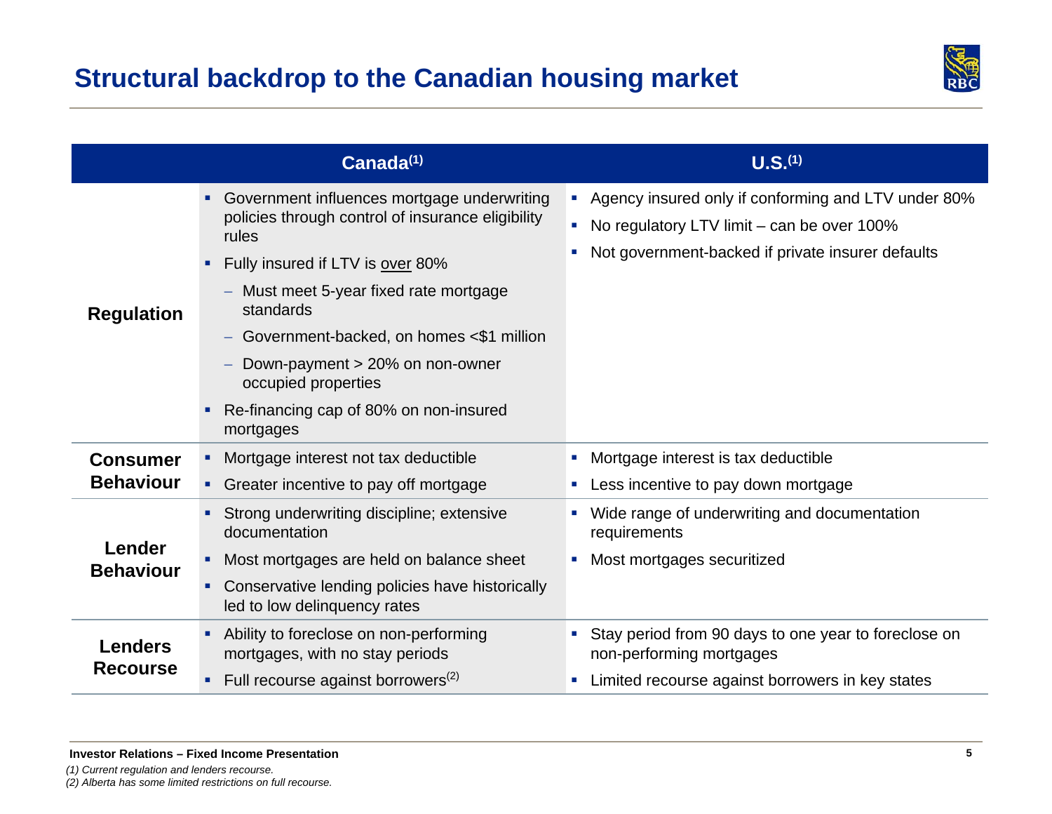# Structural backdrop to the Canadian housing market

| | Canada[1] | U.S.[1] |
|---|---|---|
| **Regulation** | ▪ Government influences mortgage underwriting policies through control of insurance eligibility rules<br>▪ Fully insured if LTV is <u>over</u> 80%<br>– Must meet 5-year fixed rate mortgage standards<br>– Government-backed, on homes <$1 million<br>– Down-payment > 20% on non-owner occupied properties<br>▪ Re-financing cap of 80% on non-insured mortgages | ▪ Agency insured only if conforming and LTV under 80%<br>▪ No regulatory LTV limit – can be over 100%<br>▪ Not government-backed if private insurer defaults |
| **Consumer Behaviour** | ▪ Mortgage interest not tax deductible<br>▪ Greater incentive to pay off mortgage | ▪ Mortgage interest is tax deductible<br>▪ Less incentive to pay down mortgage |
| **Lender Behaviour** | ▪ Strong underwriting discipline; extensive documentation<br>▪ Most mortgages are held on balance sheet<br>▪ Conservative lending policies have historically led to low delinquency rates | ▪ Wide range of underwriting and documentation requirements<br>▪ Most mortgages securitized |
| **Lenders Recourse** | ▪ Ability to foreclose on non-performing mortgages, with no stay periods<br>▪ Full recourse against borrowers[2] | ▪ Stay period from 90 days to one year to foreclose on non-performing mortgages<br>▪ Limited recourse against borrowers in key states |

*(1) Current regulation and lenders recourse.*
*(2) Alberta has some limited restrictions on full recourse.*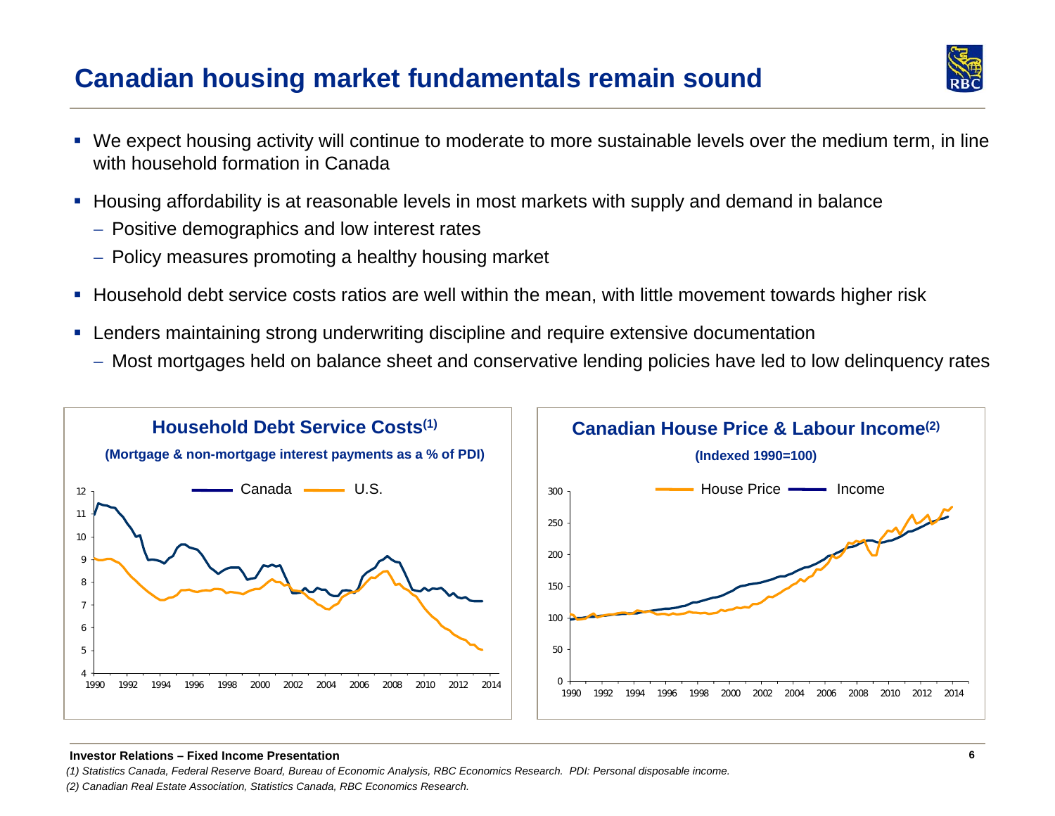# Canadian housing market fundamentals remain sound

- We expect housing activity will continue to moderate to more sustainable levels over the medium term, in line with household formation in Canada
- Housing affordability is at reasonable levels in most markets with supply and demand in balance
  - Positive demographics and low interest rates
  - Policy measures promoting a healthy housing market
- Household debt service costs ratios are well within the mean, with little movement towards higher risk
- Lenders maintaining strong underwriting discipline and require extensive documentation
  - Most mortgages held on balance sheet and conservative lending policies have led to low delinquency rates

**Household Debt Service Costs[1]**

**(Mortgage & non-mortgage interest payments as a % of PDI)**

**Canadian House Price & Labour Income[2]**

**(Indexed 1990=100)**

*(1) Statistics Canada, Federal Reserve Board, Bureau of Economic Analysis, RBC Economics Research. PDI: Personal disposable income.*

*(2) Canadian Real Estate Association, Statistics Canada, RBC Economics Research.*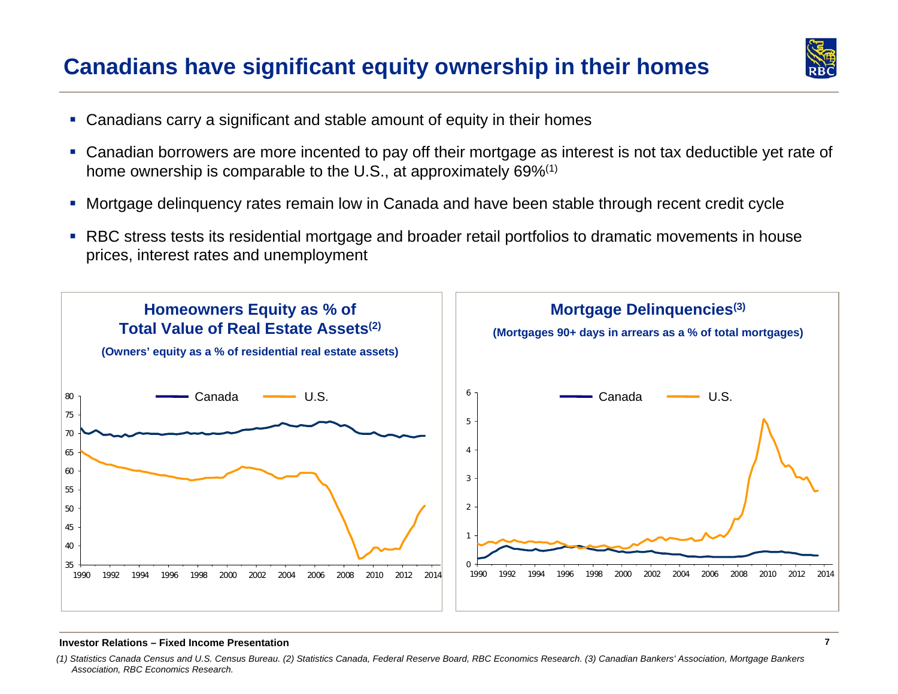# Canadians have significant equity ownership in their homes

- Canadians carry a significant and stable amount of equity in their homes
- Canadian borrowers are more incented to pay off their mortgage as interest is not tax deductible yet rate of home ownership is comparable to the U.S., at approximately 69%[1]
- Mortgage delinquency rates remain low in Canada and have been stable through recent credit cycle
- RBC stress tests its residential mortgage and broader retail portfolios to dramatic movements in house prices, interest rates and unemployment

**Homeowners Equity as % of Total Value of Real Estate Assets[2]**

**(Owners' equity as a % of residential real estate assets)**

**Mortgage Delinquencies[3]**

**(Mortgages 90+ days in arrears as a % of total mortgages)**

*(1) Statistics Canada Census and U.S. Census Bureau. (2) Statistics Canada, Federal Reserve Board, RBC Economics Research. (3) Canadian Bankers' Association, Mortgage Bankers Association, RBC Economics Research.*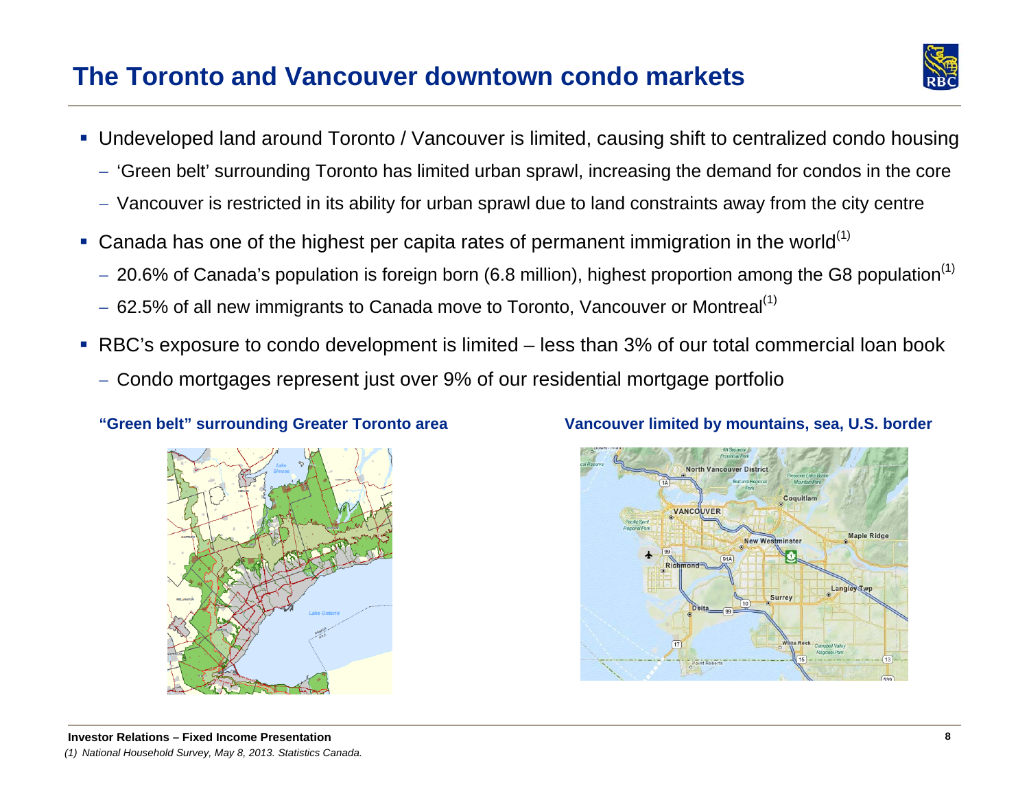# The Toronto and Vancouver downtown condo markets

- Undeveloped land around Toronto / Vancouver is limited, causing shift to centralized condo housing
  - 'Green belt' surrounding Toronto has limited urban sprawl, increasing the demand for condos in the core
  - Vancouver is restricted in its ability for urban sprawl due to land constraints away from the city centre
- Canada has one of the highest per capita rates of permanent immigration in the world[(1)]
  - 20.6% of Canada's population is foreign born (6.8 million), highest proportion among the G8 population[(1)]
  - 62.5% of all new immigrants to Canada move to Toronto, Vancouver or Montreal[(1)]
- RBC's exposure to condo development is limited – less than 3% of our total commercial loan book
  - Condo mortgages represent just over 9% of our residential mortgage portfolio

**"Green belt" surrounding Greater Toronto area**

**Vancouver limited by mountains, sea, U.S. border**

*(1) National Household Survey, May 8, 2013. Statistics Canada.*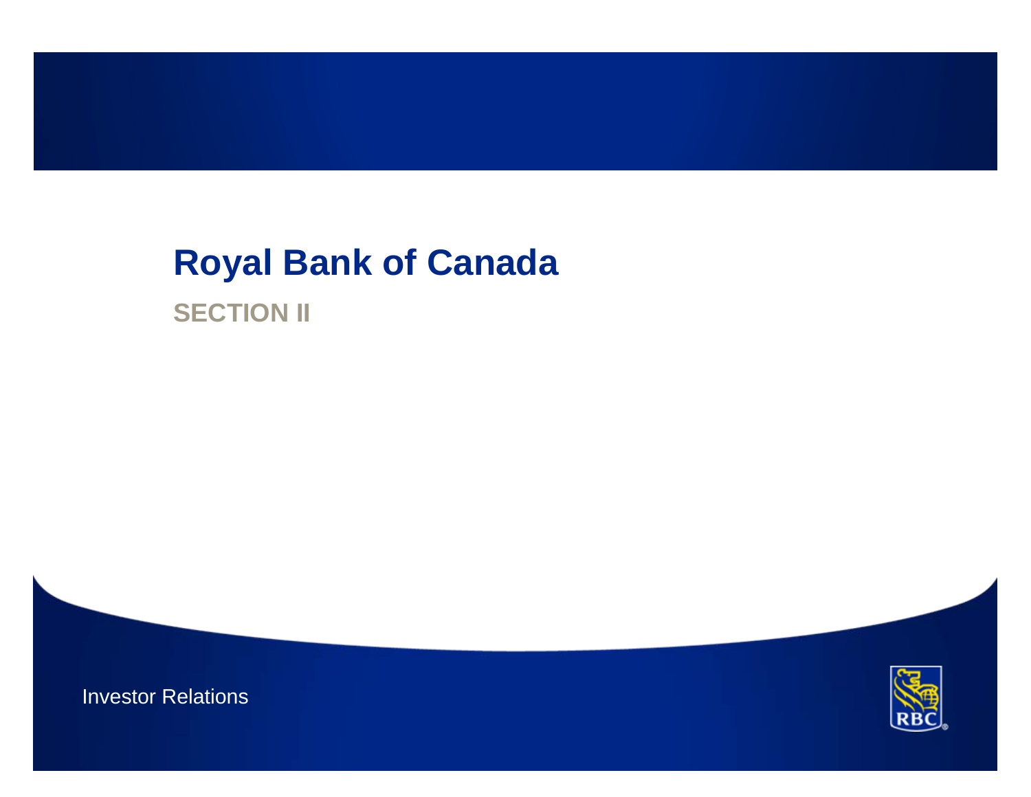# Royal Bank of Canada

## SECTION II

Investor Relations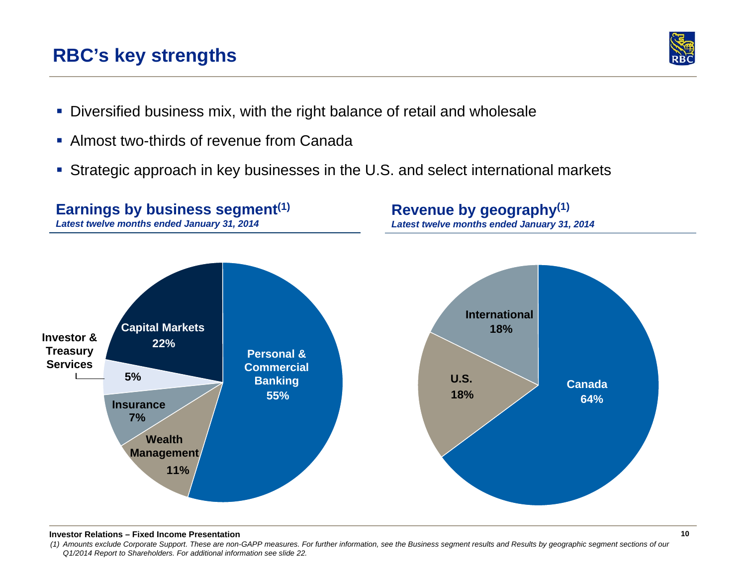# RBC's key strengths

- Diversified business mix, with the right balance of retail and wholesale
- Almost two-thirds of revenue from Canada
- Strategic approach in key businesses in the U.S. and select international markets

## Earnings by business segment[(1)]

*Latest twelve months ended January 31, 2014*

| Segment | Share |
|---|---|
| Personal & Commercial Banking | 55% |
| Capital Markets | 22% |
| Wealth Management | 11% |
| Insurance | 7% |
| Investor & Treasury Services | 5% |

## Revenue by geography[(1)]

*Latest twelve months ended January 31, 2014*

| Geography | Share |
|---|---|
| Canada | 64% |
| U.S. | 18% |
| International | 18% |

Investor Relations – Fixed Income Presentation

*(1) Amounts exclude Corporate Support. These are non-GAPP measures. For further information, see the Business segment results and Results by geographic segment sections of our Q1/2014 Report to Shareholders. For additional information see slide 22.*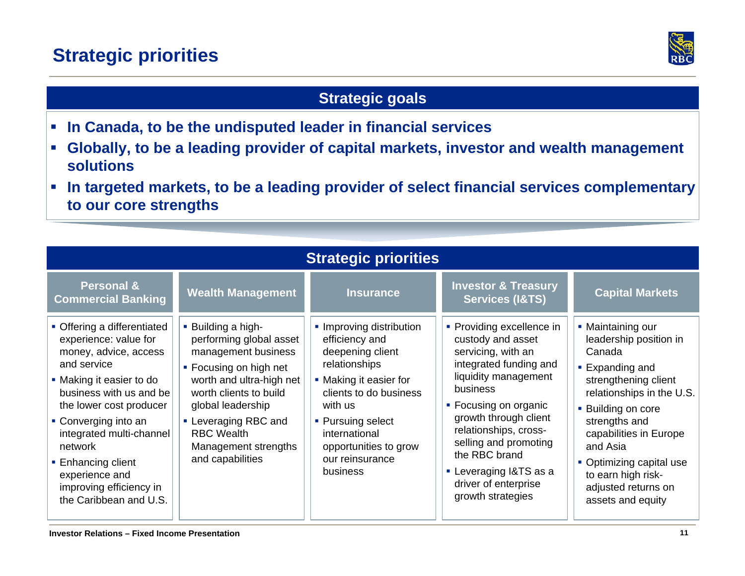# Strategic priorities

## Strategic goals

- **In Canada, to be the undisputed leader in financial services**
- **Globally, to be a leading provider of capital markets, investor and wealth management solutions**
- **In targeted markets, to be a leading provider of select financial services complementary to our core strengths**

## Strategic priorities

### Personal & Commercial Banking

- Offering a differentiated experience: value for money, advice, access and service
- Making it easier to do business with us and be the lower cost producer
- Converging into an integrated multi-channel network
- Enhancing client experience and improving efficiency in the Caribbean and U.S.

### Wealth Management

- Building a high-performing global asset management business
- Focusing on high net worth and ultra-high net worth clients to build global leadership
- Leveraging RBC and RBC Wealth Management strengths and capabilities

### Insurance

- Improving distribution efficiency and deepening client relationships
- Making it easier for clients to do business with us
- Pursuing select international opportunities to grow our reinsurance business

### Investor & Treasury Services (I&TS)

- Providing excellence in custody and asset servicing, with an integrated funding and liquidity management business
- Focusing on organic growth through client relationships, cross-selling and promoting the RBC brand
- Leveraging I&TS as a driver of enterprise growth strategies

### Capital Markets

- Maintaining our leadership position in Canada
- Expanding and strengthening client relationships in the U.S.
- Building on core strengths and capabilities in Europe and Asia
- Optimizing capital use to earn high risk-adjusted returns on assets and equity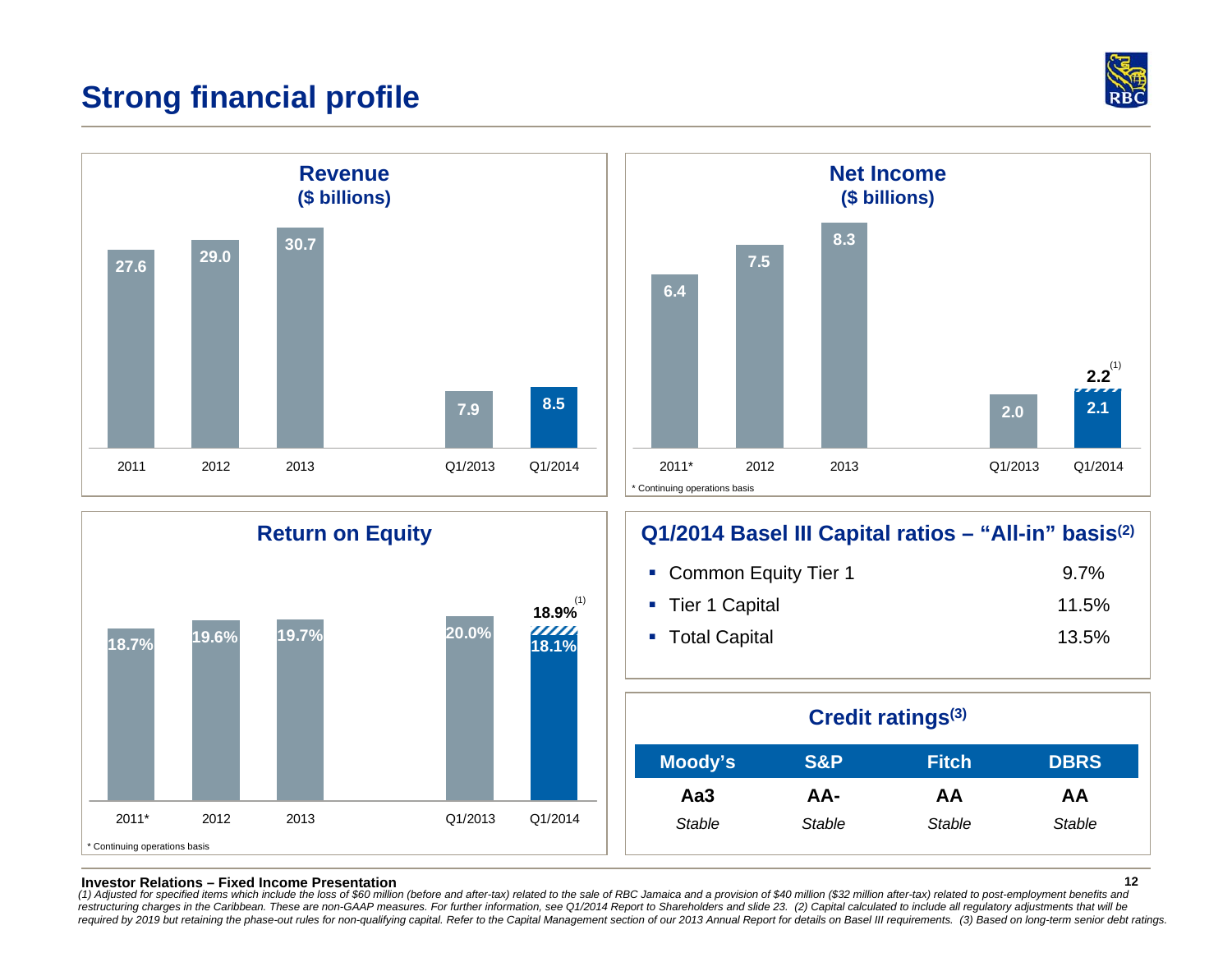# Strong financial profile

## Revenue
### ($ billions)

| 2011 | 2012 | 2013 | Q1/2013 | Q1/2014 |
|---|---|---|---|---|
| 27.6 | 29.0 | 30.7 | 7.9 | 8.5 |

## Net Income
### ($ billions)

| 2011* | 2012 | 2013 | Q1/2013 | Q1/2014 |
|---|---|---|---|---|
| 6.4 | 7.5 | 8.3 | 2.0 | 2.1 (2.2[1]) |

* Continuing operations basis

## Return on Equity

| 2011* | 2012 | 2013 | Q1/2013 | Q1/2014 |
|---|---|---|---|---|
| 18.7% | 19.6% | 19.7% | 20.0% | 18.1% (18.9%[1]) |

* Continuing operations basis

## Q1/2014 Basel III Capital ratios – "All-in" basis[2]

- Common Equity Tier 1 — 9.7%
- Tier 1 Capital — 11.5%
- Total Capital — 13.5%

## Credit ratings[3]

| Moody's | S&P | Fitch | DBRS |
|---|---|---|---|
| **Aa3** | **AA-** | **AA** | **AA** |
| *Stable* | *Stable* | *Stable* | *Stable* |

**Investor Relations – Fixed Income Presentation**

*(1) Adjusted for specified items which include the loss of $60 million (before and after-tax) related to the sale of RBC Jamaica and a provision of $40 million ($32 million after-tax) related to post-employment benefits and restructuring charges in the Caribbean. These are non-GAAP measures. For further information, see Q1/2014 Report to Shareholders and slide 23. (2) Capital calculated to include all regulatory adjustments that will be required by 2019 but retaining the phase-out rules for non-qualifying capital. Refer to the Capital Management section of our 2013 Annual Report for details on Basel III requirements. (3) Based on long-term senior debt ratings.*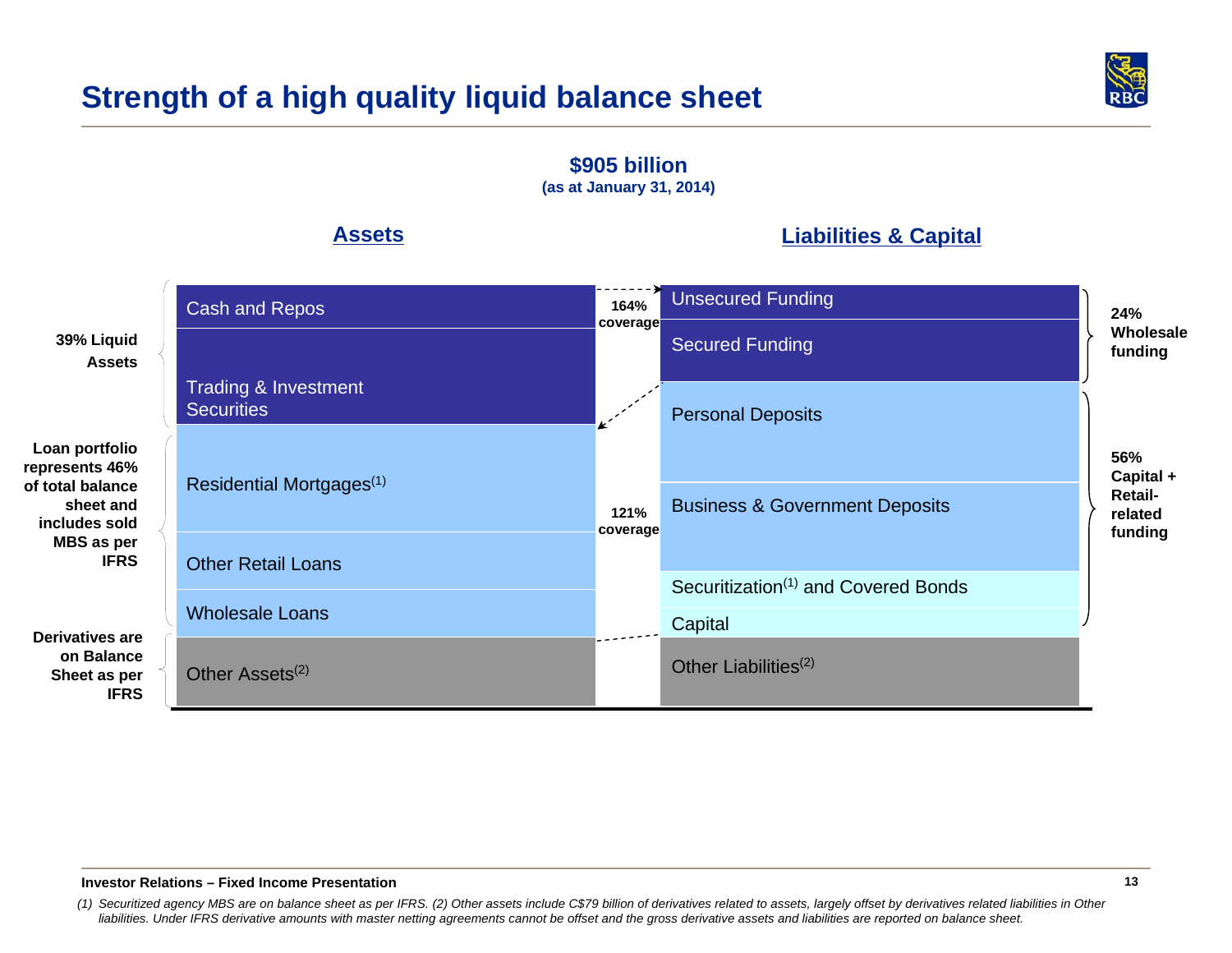# Strength of a high quality liquid balance sheet

**$905 billion**
**(as at January 31, 2014)**

| | Assets | | Liabilities & Capital | |
|---|---|---|---|---|
| **39% Liquid Assets** | Cash and Repos | 164% coverage | Unsecured Funding | **24% Wholesale funding** |
| | Trading & Investment Securities | | Secured Funding | |
| **Loan portfolio represents 46% of total balance sheet and includes sold MBS as per IFRS** | Residential Mortgages[1] | 121% coverage | Personal Deposits | **56% Capital + Retail-related funding** |
| | Other Retail Loans | | Business & Government Deposits | |
| | Wholesale Loans | | Securitization[1] and Covered Bonds | |
| | | | Capital | |
| **Derivatives are on Balance Sheet as per IFRS** | Other Assets[2] | | Other Liabilities[2] | |

*(1) Securitized agency MBS are on balance sheet as per IFRS. (2) Other assets include C$79 billion of derivatives related to assets, largely offset by derivatives related liabilities in Other liabilities. Under IFRS derivative amounts with master netting agreements cannot be offset and the gross derivative assets and liabilities are reported on balance sheet.*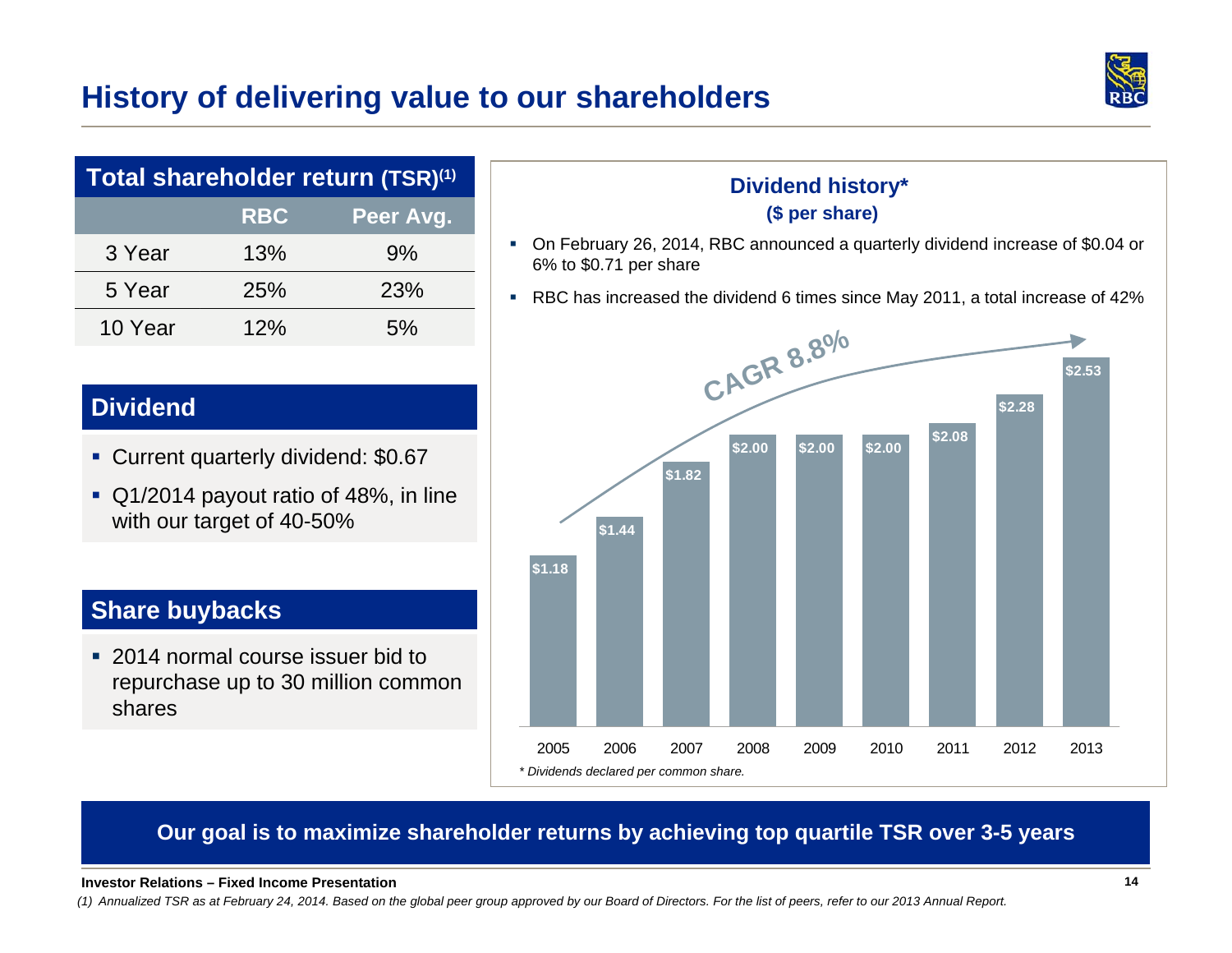# History of delivering value to our shareholders

| Total shareholder return (TSR)[1] | RBC | Peer Avg. |
|---|---|---|
| 3 Year | 13% | 9% |
| 5 Year | 25% | 23% |
| 10 Year | 12% | 5% |

## Dividend

- Current quarterly dividend: $0.67
- Q1/2014 payout ratio of 48%, in line with our target of 40-50%

## Share buybacks

- 2014 normal course issuer bid to repurchase up to 30 million common shares

## Dividend history*
**($ per share)**

- On February 26, 2014, RBC announced a quarterly dividend increase of $0.04 or 6% to $0.71 per share
- RBC has increased the dividend 6 times since May 2011, a total increase of 42%

CAGR 8.8%

| Year | Dividend |
|---|---|
| 2005 | $1.18 |
| 2006 | $1.44 |
| 2007 | $1.82 |
| 2008 | $2.00 |
| 2009 | $2.00 |
| 2010 | $2.00 |
| 2011 | $2.08 |
| 2012 | $2.28 |
| 2013 | $2.53 |

*\* Dividends declared per common share.*

**Our goal is to maximize shareholder returns by achieving top quartile TSR over 3-5 years**

*(1) Annualized TSR as at February 24, 2014. Based on the global peer group approved by our Board of Directors. For the list of peers, refer to our 2013 Annual Report.*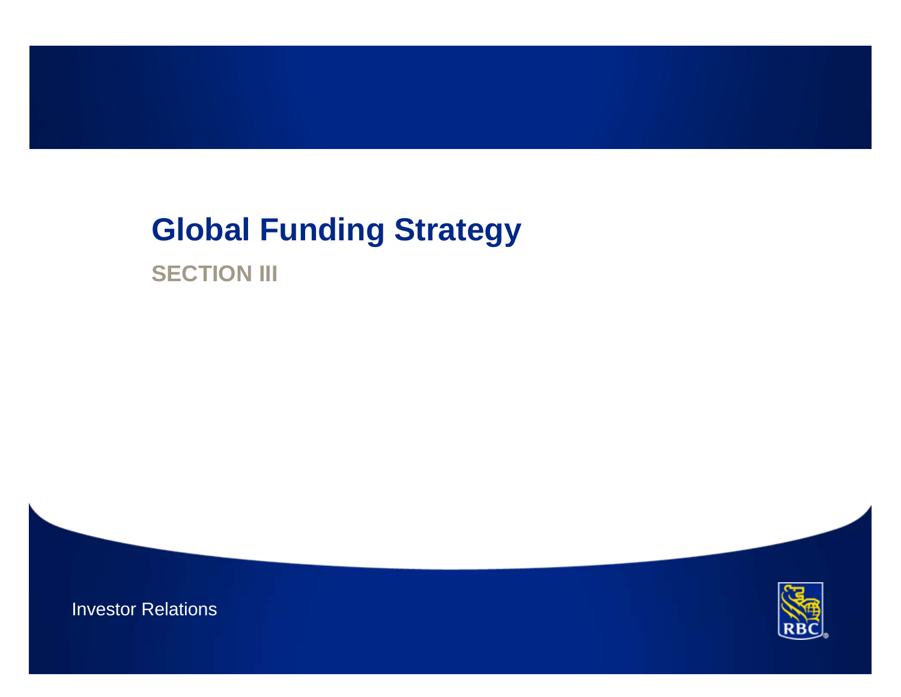# Global Funding Strategy

## SECTION III

Investor Relations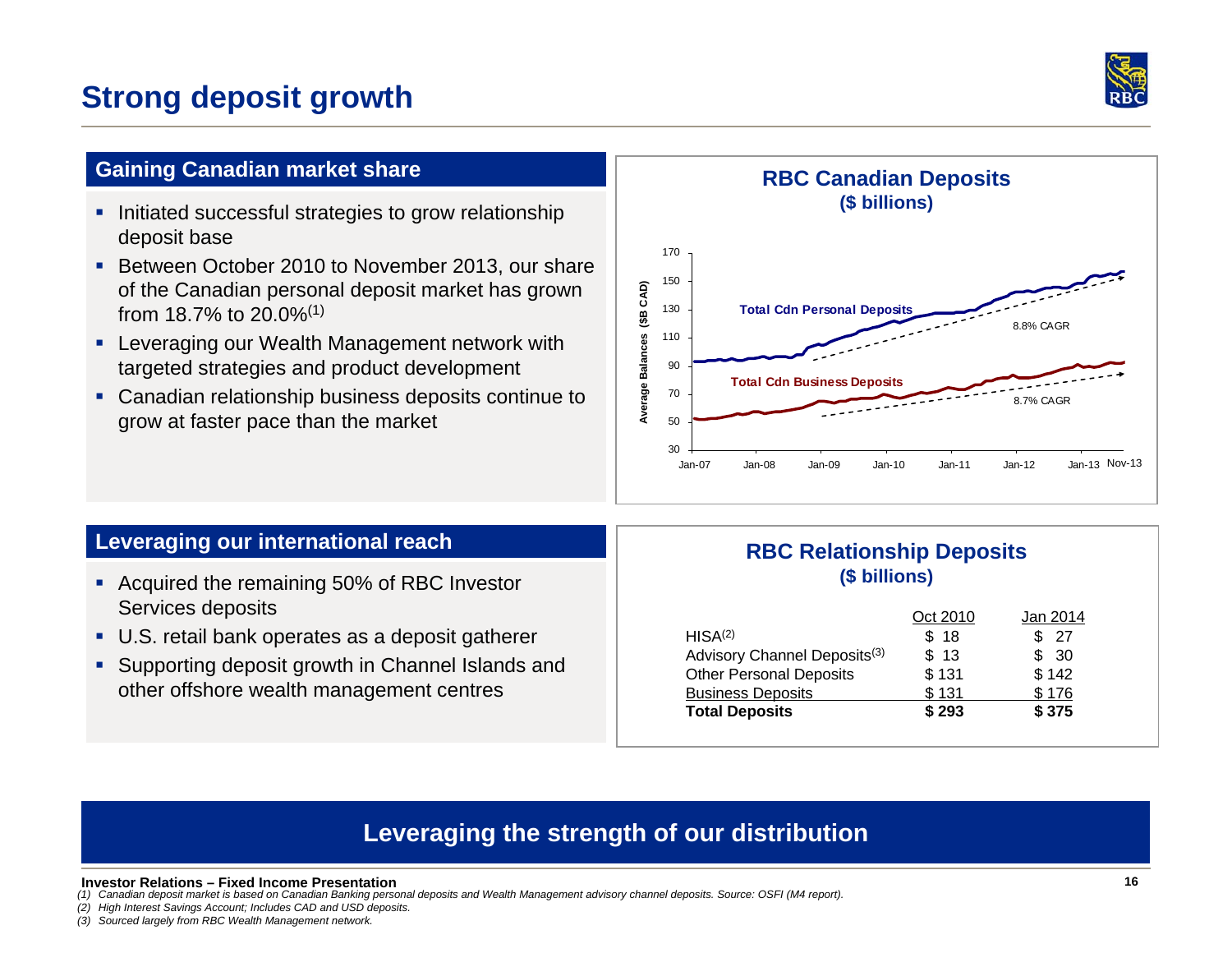# Strong deposit growth

## Gaining Canadian market share

- Initiated successful strategies to grow relationship deposit base
- Between October 2010 to November 2013, our share of the Canadian personal deposit market has grown from 18.7% to 20.0%[1]
- Leveraging our Wealth Management network with targeted strategies and product development
- Canadian relationship business deposits continue to grow at faster pace than the market

**RBC Canadian Deposits**
**($ billions)**

Average Balances ($B CAD)

Total Cdn Personal Deposits — 8.8% CAGR

Total Cdn Business Deposits — 8.7% CAGR

Jan-07, Jan-08, Jan-09, Jan-10, Jan-11, Jan-12, Jan-13, Nov-13

## Leveraging our international reach

- Acquired the remaining 50% of RBC Investor Services deposits
- U.S. retail bank operates as a deposit gatherer
- Supporting deposit growth in Channel Islands and other offshore wealth management centres

**RBC Relationship Deposits**
**($ billions)**

| | Oct 2010 | Jan 2014 |
|---|---|---|
| HISA[2] | $ 18 | $ 27 |
| Advisory Channel Deposits[3] | $ 13 | $ 30 |
| Other Personal Deposits | $ 131 | $ 142 |
| Business Deposits | $ 131 | $ 176 |
| **Total Deposits** | **$ 293** | **$ 375** |

**Leveraging the strength of our distribution**

*(1) Canadian deposit market is based on Canadian Banking personal deposits and Wealth Management advisory channel deposits. Source: OSFI (M4 report).*
*(2) High Interest Savings Account; Includes CAD and USD deposits.*
*(3) Sourced largely from RBC Wealth Management network.*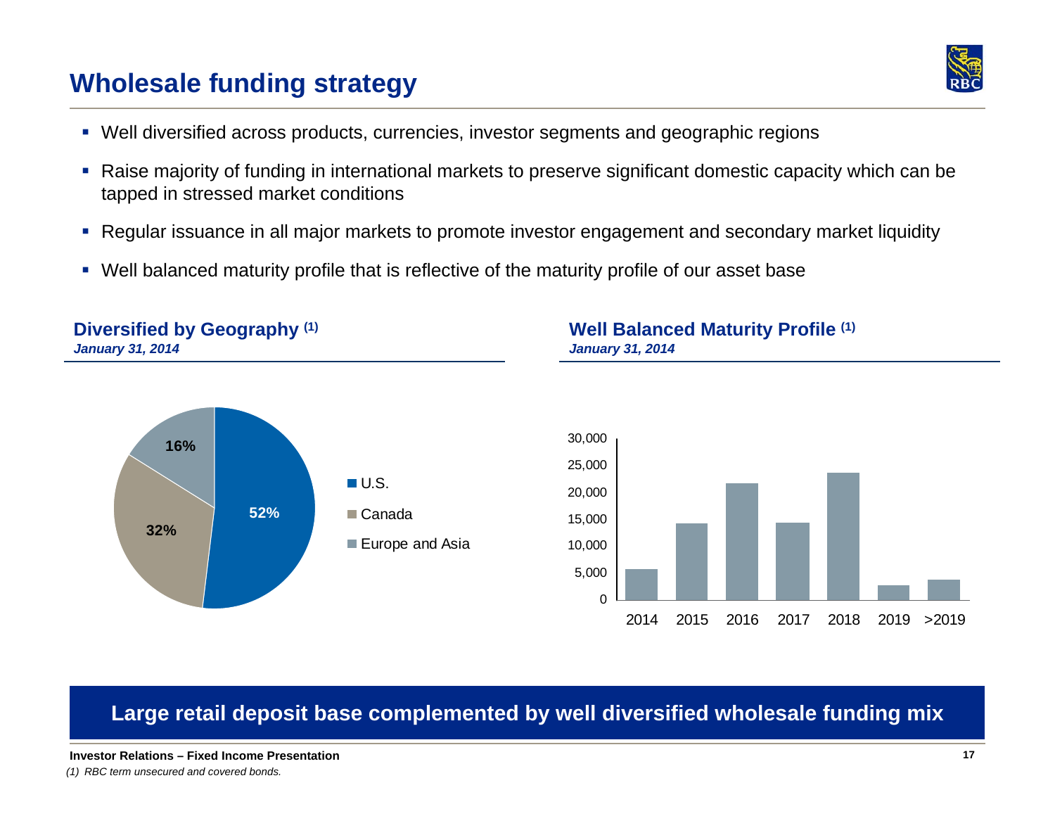# Wholesale funding strategy

- Well diversified across products, currencies, investor segments and geographic regions
- Raise majority of funding in international markets to preserve significant domestic capacity which can be tapped in stressed market conditions
- Regular issuance in all major markets to promote investor engagement and secondary market liquidity
- Well balanced maturity profile that is reflective of the maturity profile of our asset base

## Diversified by Geography (1)

*January 31, 2014*

- U.S.: 52%
- Canada: 32%
- Europe and Asia: 16%

## Well Balanced Maturity Profile (1)

*January 31, 2014*

30,000

25,000

20,000

15,000

10,000

5,000

0

2014 2015 2016 2017 2018 2019 >2019

**Large retail deposit base complemented by well diversified wholesale funding mix**

*(1) RBC term unsecured and covered bonds.*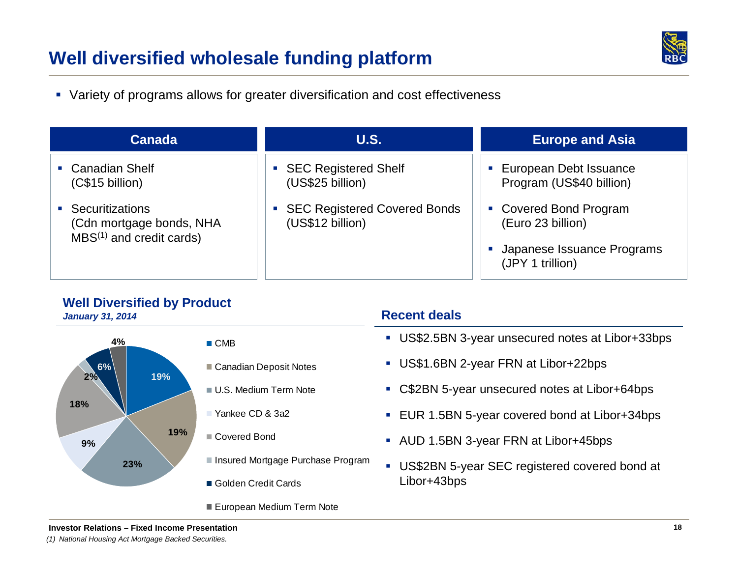# Well diversified wholesale funding platform

- Variety of programs allows for greater diversification and cost effectiveness

| Canada | U.S. | Europe and Asia |
| --- | --- | --- |
| Canadian Shelf (C$15 billion) | SEC Registered Shelf (US$25 billion) | European Debt Issuance Program (US$40 billion) |
| Securitizations (Cdn mortgage bonds, NHA MBS[1] and credit cards) | SEC Registered Covered Bonds (US$12 billion) | Covered Bond Program (Euro 23 billion) |
| | | Japanese Issuance Programs (JPY 1 trillion) |

## Well Diversified by Product

*January 31, 2014*

| Product | Share |
| --- | --- |
| CMB | 19% |
| Canadian Deposit Notes | 19% |
| U.S. Medium Term Note | 23% |
| Yankee CD & 3a2 | 9% |
| Covered Bond | 18% |
| Insured Mortgage Purchase Program | 2% |
| Golden Credit Cards | 6% |
| European Medium Term Note | 4% |

## Recent deals

- US$2.5BN 3-year unsecured notes at Libor+33bps
- US$1.6BN 2-year FRN at Libor+22bps
- C$2BN 5-year unsecured notes at Libor+64bps
- EUR 1.5BN 5-year covered bond at Libor+34bps
- AUD 1.5BN 3-year FRN at Libor+45bps
- US$2BN 5-year SEC registered covered bond at Libor+43bps

*(1) National Housing Act Mortgage Backed Securities.*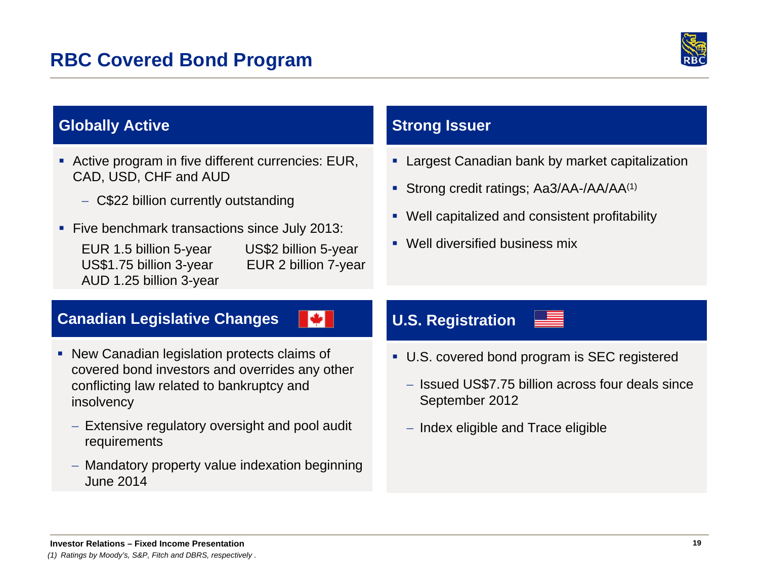# RBC Covered Bond Program

## Globally Active

- Active program in five different currencies: EUR, CAD, USD, CHF and AUD
  - C$22 billion currently outstanding
- Five benchmark transactions since July 2013:
  - EUR 1.5 billion 5-year
  - US$2 billion 5-year
  - US$1.75 billion 3-year
  - EUR 2 billion 7-year
  - AUD 1.25 billion 3-year

## Strong Issuer

- Largest Canadian bank by market capitalization
- Strong credit ratings; Aa3/AA-/AA/AA(1)
- Well capitalized and consistent profitability
- Well diversified business mix

## Canadian Legislative Changes

- New Canadian legislation protects claims of covered bond investors and overrides any other conflicting law related to bankruptcy and insolvency
  - Extensive regulatory oversight and pool audit requirements
  - Mandatory property value indexation beginning June 2014

## U.S. Registration

- U.S. covered bond program is SEC registered
  - Issued US$7.75 billion across four deals since September 2012
  - Index eligible and Trace eligible

*(1) Ratings by Moody's, S&P, Fitch and DBRS, respectively .*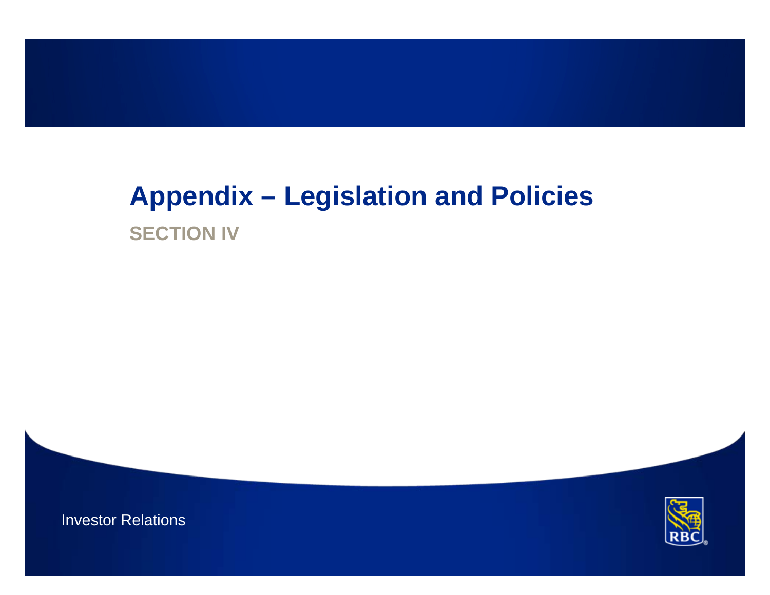# Appendix – Legislation and Policies

## SECTION IV

Investor Relations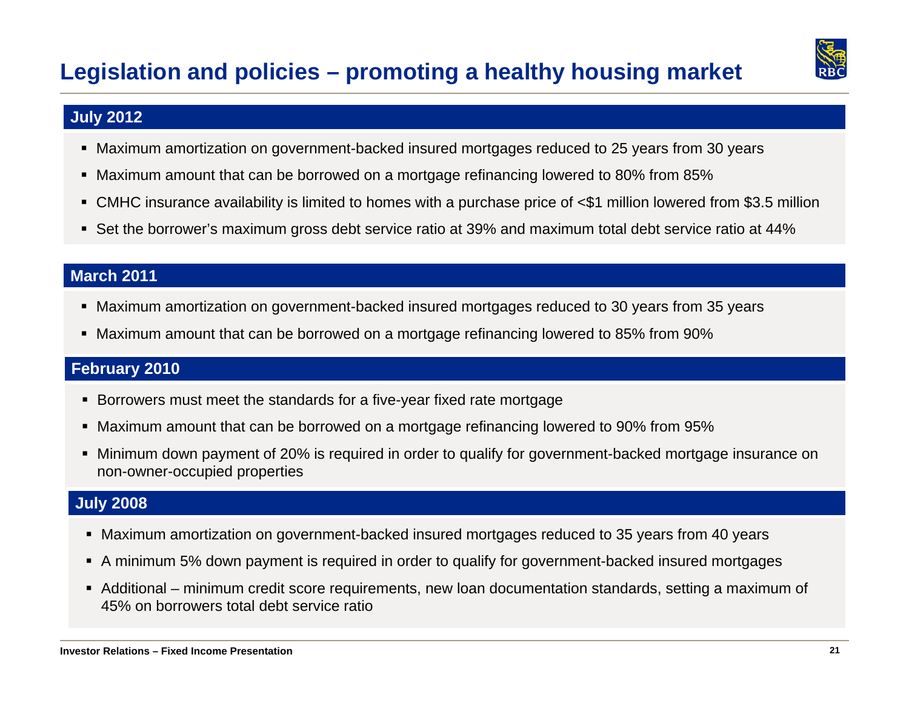# Legislation and policies – promoting a healthy housing market

## July 2012

- Maximum amortization on government-backed insured mortgages reduced to 25 years from 30 years
- Maximum amount that can be borrowed on a mortgage refinancing lowered to 80% from 85%
- CMHC insurance availability is limited to homes with a purchase price of <$1 million lowered from $3.5 million
- Set the borrower's maximum gross debt service ratio at 39% and maximum total debt service ratio at 44%

## March 2011

- Maximum amortization on government-backed insured mortgages reduced to 30 years from 35 years
- Maximum amount that can be borrowed on a mortgage refinancing lowered to 85% from 90%

## February 2010

- Borrowers must meet the standards for a five-year fixed rate mortgage
- Maximum amount that can be borrowed on a mortgage refinancing lowered to 90% from 95%
- Minimum down payment of 20% is required in order to qualify for government-backed mortgage insurance on non-owner-occupied properties

## July 2008

- Maximum amortization on government-backed insured mortgages reduced to 35 years from 40 years
- A minimum 5% down payment is required in order to qualify for government-backed insured mortgages
- Additional – minimum credit score requirements, new loan documentation standards, setting a maximum of 45% on borrowers total debt service ratio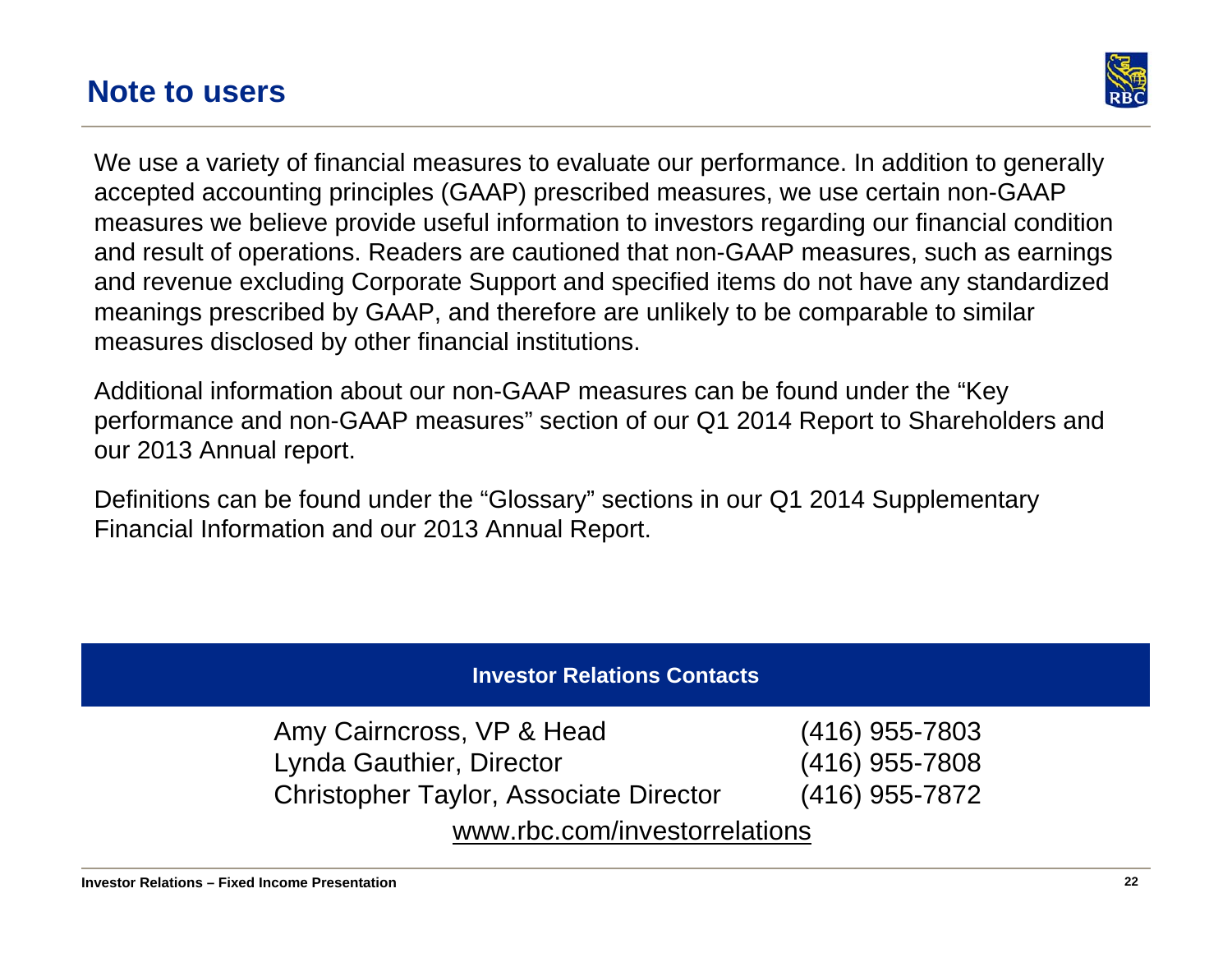# Note to users

We use a variety of financial measures to evaluate our performance. In addition to generally accepted accounting principles (GAAP) prescribed measures, we use certain non-GAAP measures we believe provide useful information to investors regarding our financial condition and result of operations. Readers are cautioned that non-GAAP measures, such as earnings and revenue excluding Corporate Support and specified items do not have any standardized meanings prescribed by GAAP, and therefore are unlikely to be comparable to similar measures disclosed by other financial institutions.

Additional information about our non-GAAP measures can be found under the "Key performance and non-GAAP measures" section of our Q1 2014 Report to Shareholders and our 2013 Annual report.

Definitions can be found under the "Glossary" sections in our Q1 2014 Supplementary Financial Information and our 2013 Annual Report.

**Investor Relations Contacts**

| | |
|---|---|
| Amy Cairncross, VP & Head | (416) 955-7803 |
| Lynda Gauthier, Director | (416) 955-7808 |
| Christopher Taylor, Associate Director | (416) 955-7872 |

www.rbc.com/investorrelations